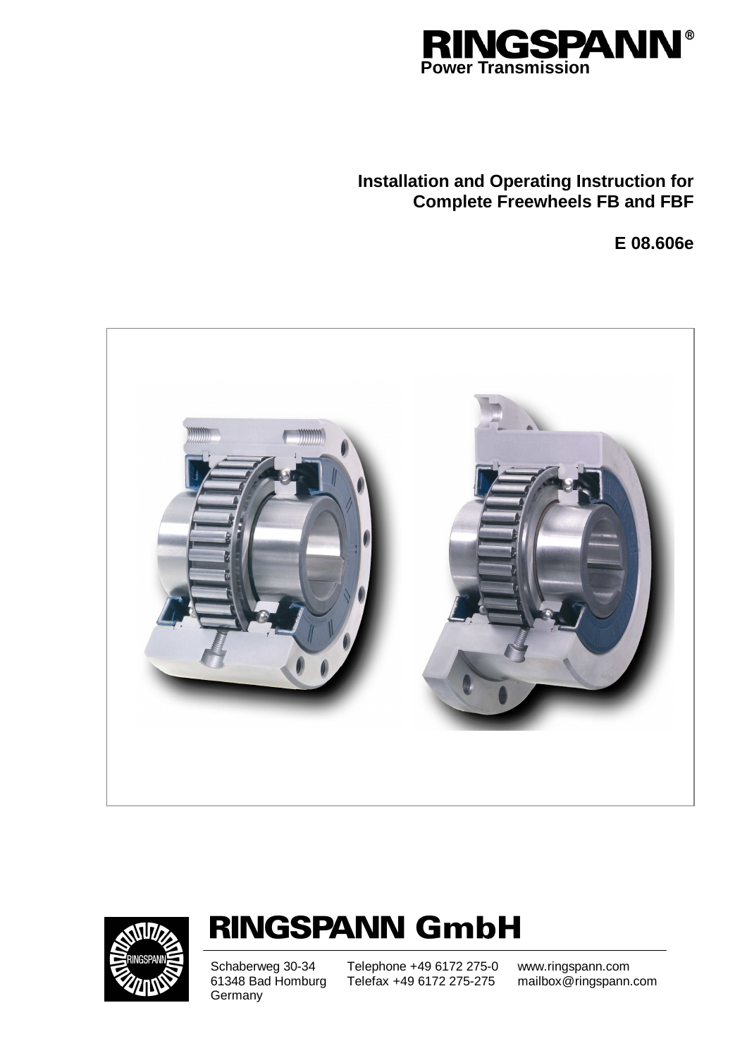RINGSPANN®
Power Transmission

# Installation and Operating Instruction for Complete Freewheels FB and FBF

**E 08.606e**

## RINGSPANN GmbH

Schaberweg 30-34
61348 Bad Homburg
Germany

Telephone +49 6172 275-0
Telefax +49 6172 275-275

www.ringspann.com
mailbox@ringspann.com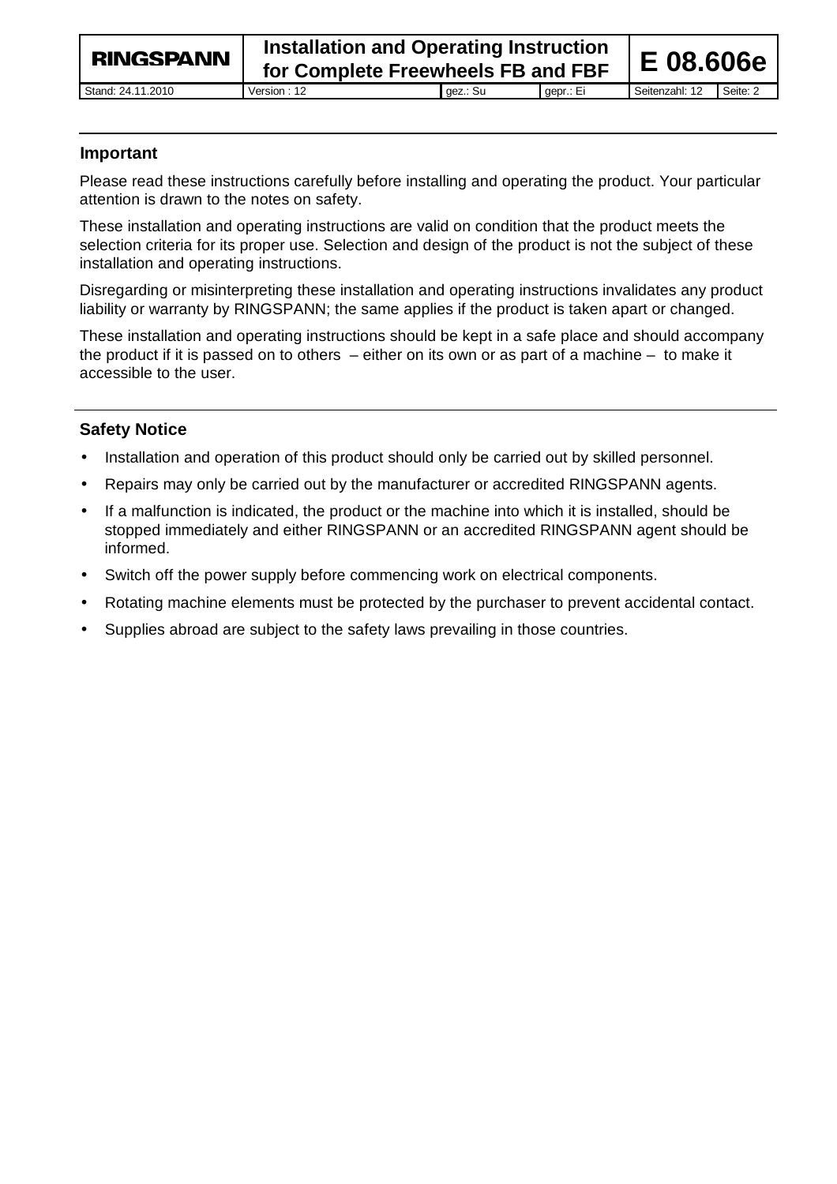## Important

Please read these instructions carefully before installing and operating the product. Your particular attention is drawn to the notes on safety.

These installation and operating instructions are valid on condition that the product meets the selection criteria for its proper use. Selection and design of the product is not the subject of these installation and operating instructions.

Disregarding or misinterpreting these installation and operating instructions invalidates any product liability or warranty by RINGSPANN; the same applies if the product is taken apart or changed.

These installation and operating instructions should be kept in a safe place and should accompany the product if it is passed on to others – either on its own or as part of a machine – to make it accessible to the user.

## Safety Notice

- Installation and operation of this product should only be carried out by skilled personnel.
- Repairs may only be carried out by the manufacturer or accredited RINGSPANN agents.
- If a malfunction is indicated, the product or the machine into which it is installed, should be stopped immediately and either RINGSPANN or an accredited RINGSPANN agent should be informed.
- Switch off the power supply before commencing work on electrical components.
- Rotating machine elements must be protected by the purchaser to prevent accidental contact.
- Supplies abroad are subject to the safety laws prevailing in those countries.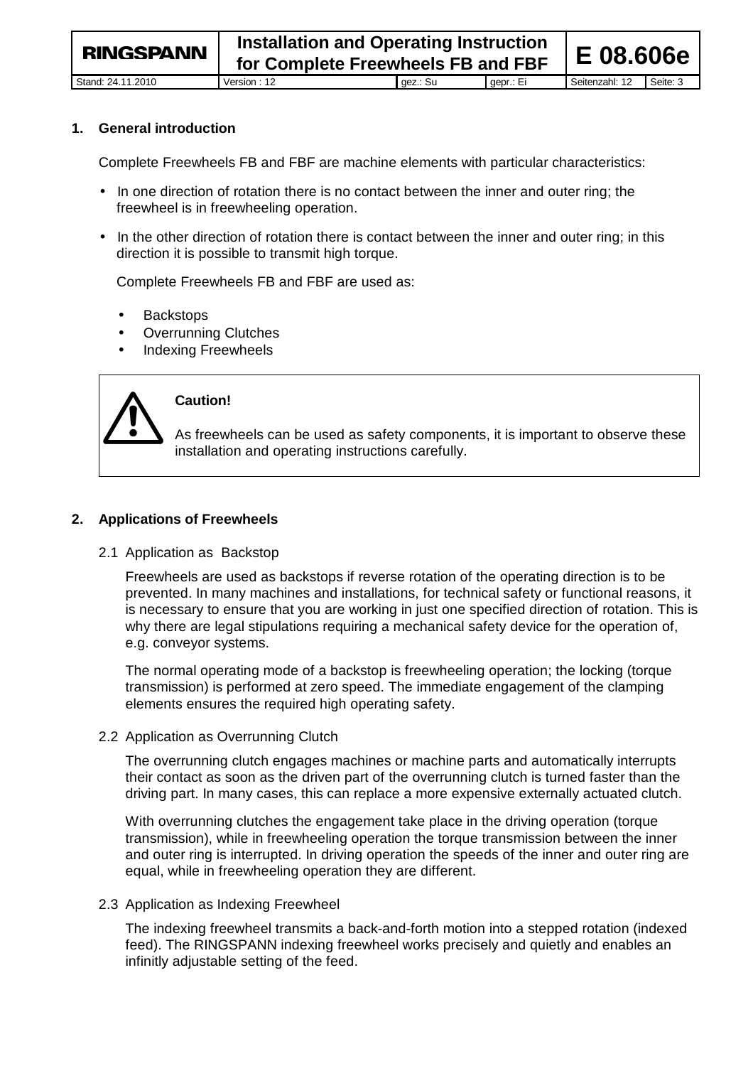## 1. General introduction

Complete Freewheels FB and FBF are machine elements with particular characteristics:

- In one direction of rotation there is no contact between the inner and outer ring; the freewheel is in freewheeling operation.
- In the other direction of rotation there is contact between the inner and outer ring; in this direction it is possible to transmit high torque.

Complete Freewheels FB and FBF are used as:

- Backstops
- Overrunning Clutches
- Indexing Freewheels

> **Caution!**
>
> As freewheels can be used as safety components, it is important to observe these installation and operating instructions carefully.

## 2. Applications of Freewheels

### 2.1 Application as Backstop

Freewheels are used as backstops if reverse rotation of the operating direction is to be prevented. In many machines and installations, for technical safety or functional reasons, it is necessary to ensure that you are working in just one specified direction of rotation. This is why there are legal stipulations requiring a mechanical safety device for the operation of, e.g. conveyor systems.

The normal operating mode of a backstop is freewheeling operation; the locking (torque transmission) is performed at zero speed. The immediate engagement of the clamping elements ensures the required high operating safety.

### 2.2 Application as Overrunning Clutch

The overrunning clutch engages machines or machine parts and automatically interrupts their contact as soon as the driven part of the overrunning clutch is turned faster than the driving part. In many cases, this can replace a more expensive externally actuated clutch.

With overrunning clutches the engagement take place in the driving operation (torque transmission), while in freewheeling operation the torque transmission between the inner and outer ring is interrupted. In driving operation the speeds of the inner and outer ring are equal, while in freewheeling operation they are different.

### 2.3 Application as Indexing Freewheel

The indexing freewheel transmits a back-and-forth motion into a stepped rotation (indexed feed). The RINGSPANN indexing freewheel works precisely and quietly and enables an infinitly adjustable setting of the feed.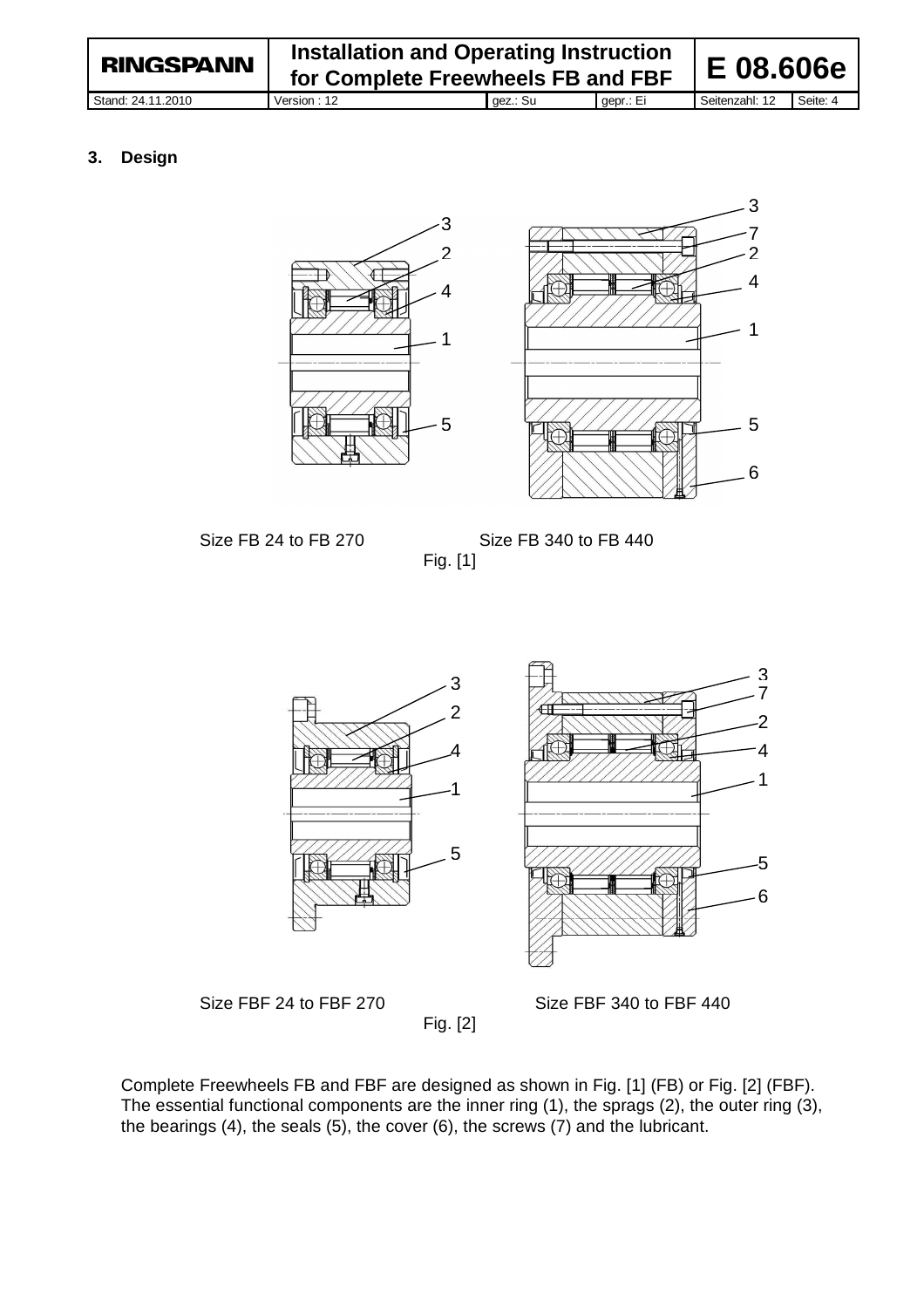## 3. Design

Size FB 24 to FB 270 Size FB 340 to FB 440

Fig. [1]

Size FBF 24 to FBF 270 Size FBF 340 to FBF 440

Fig. [2]

Complete Freewheels FB and FBF are designed as shown in Fig. [1] (FB) or Fig. [2] (FBF). The essential functional components are the inner ring (1), the sprags (2), the outer ring (3), the bearings (4), the seals (5), the cover (6), the screws (7) and the lubricant.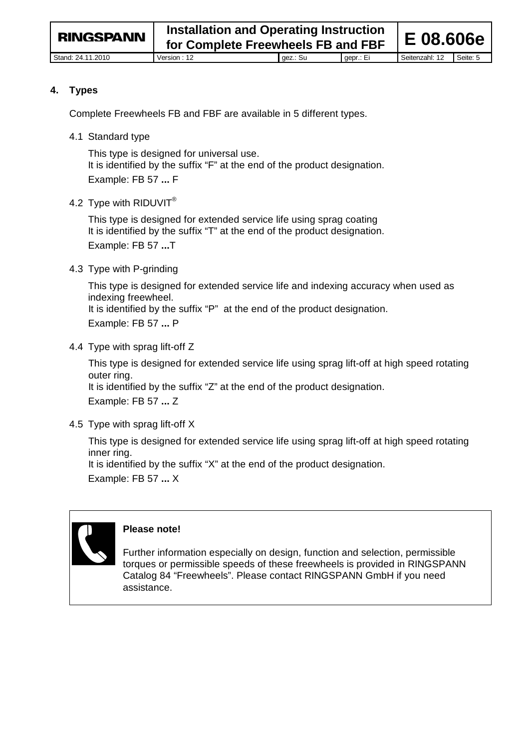## 4. Types

Complete Freewheels FB and FBF are available in 5 different types.

### 4.1 Standard type

This type is designed for universal use.
It is identified by the suffix “F” at the end of the product designation.

Example: FB 57 **...** F

### 4.2 Type with RIDUVIT®

This type is designed for extended service life using sprag coating
It is identified by the suffix “T” at the end of the product designation.

Example: FB 57 **...**T

### 4.3 Type with P-grinding

This type is designed for extended service life and indexing accuracy when used as indexing freewheel.
It is identified by the suffix “P” at the end of the product designation.

Example: FB 57 **...** P

### 4.4 Type with sprag lift-off Z

This type is designed for extended service life using sprag lift-off at high speed rotating outer ring.
It is identified by the suffix “Z” at the end of the product designation.

Example: FB 57 **...** Z

### 4.5 Type with sprag lift-off X

This type is designed for extended service life using sprag lift-off at high speed rotating inner ring.
It is identified by the suffix “X” at the end of the product designation.

Example: FB 57 **...** X

**Please note!**

Further information especially on design, function and selection, permissible torques or permissible speeds of these freewheels is provided in RINGSPANN Catalog 84 “Freewheels”. Please contact RINGSPANN GmbH if you need assistance.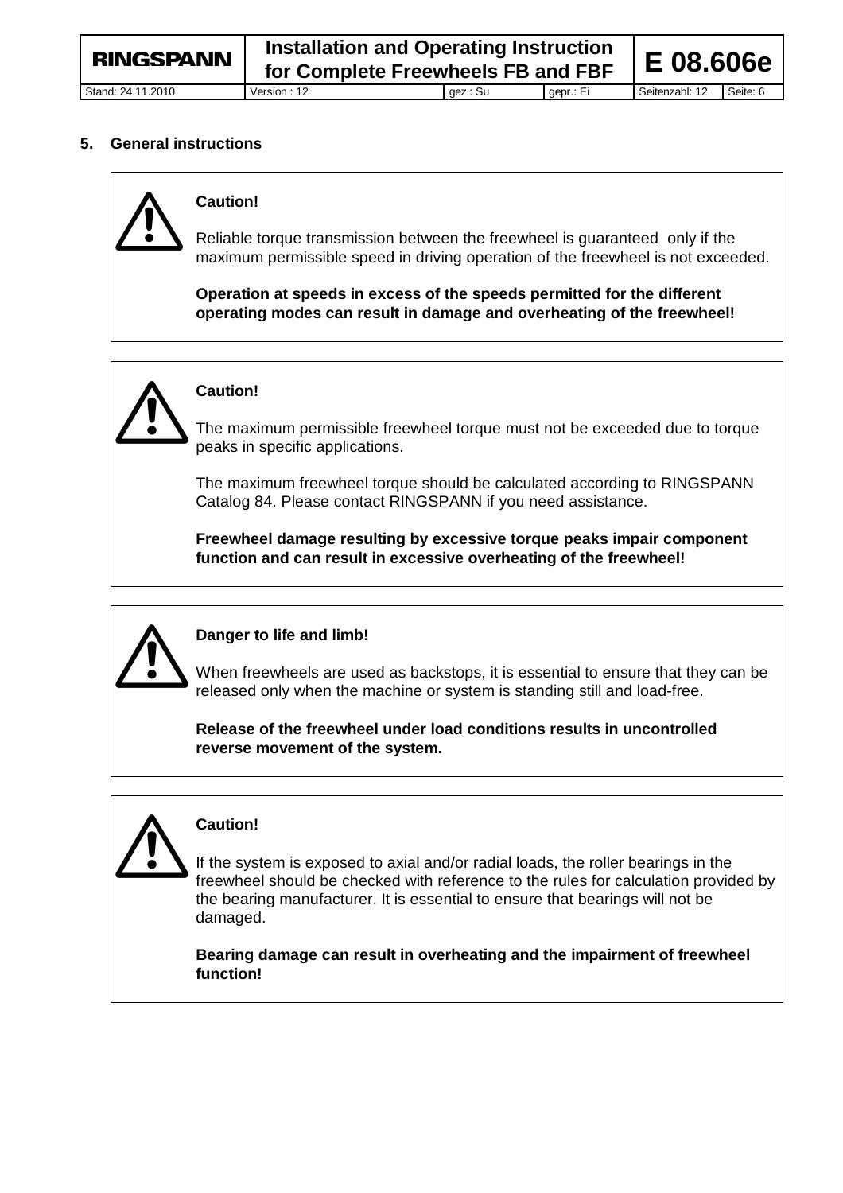## 5. General instructions

**Caution!**

Reliable torque transmission between the freewheel is guaranteed only if the maximum permissible speed in driving operation of the freewheel is not exceeded.

**Operation at speeds in excess of the speeds permitted for the different operating modes can result in damage and overheating of the freewheel!**

**Caution!**

The maximum permissible freewheel torque must not be exceeded due to torque peaks in specific applications.

The maximum freewheel torque should be calculated according to RINGSPANN Catalog 84. Please contact RINGSPANN if you need assistance.

**Freewheel damage resulting by excessive torque peaks impair component function and can result in excessive overheating of the freewheel!**

**Danger to life and limb!**

When freewheels are used as backstops, it is essential to ensure that they can be released only when the machine or system is standing still and load-free.

**Release of the freewheel under load conditions results in uncontrolled reverse movement of the system.**

**Caution!**

If the system is exposed to axial and/or radial loads, the roller bearings in the freewheel should be checked with reference to the rules for calculation provided by the bearing manufacturer. It is essential to ensure that bearings will not be damaged.

**Bearing damage can result in overheating and the impairment of freewheel function!**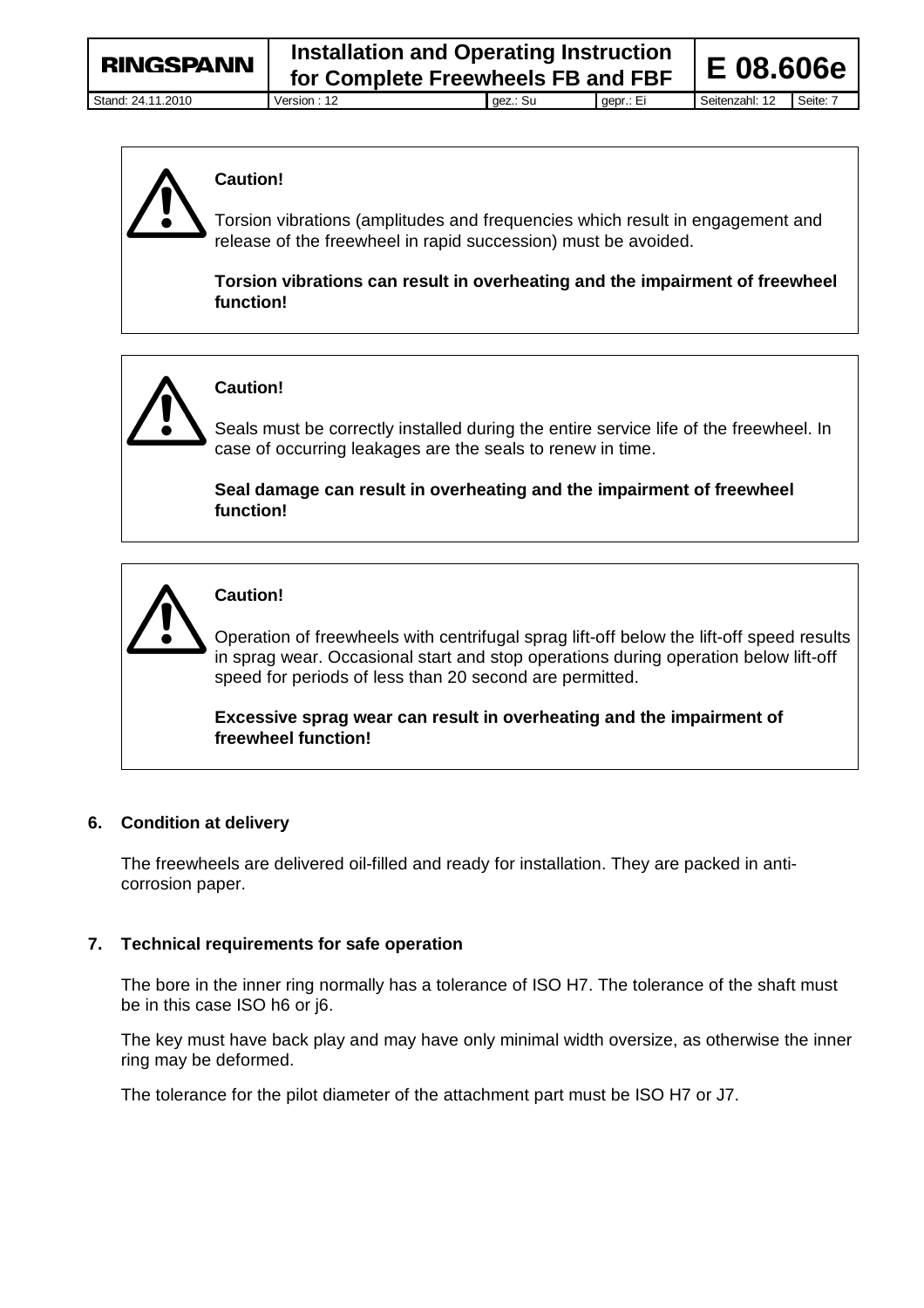**Caution!**

Torsion vibrations (amplitudes and frequencies which result in engagement and release of the freewheel in rapid succession) must be avoided.

**Torsion vibrations can result in overheating and the impairment of freewheel function!**

**Caution!**

Seals must be correctly installed during the entire service life of the freewheel. In case of occurring leakages are the seals to renew in time.

**Seal damage can result in overheating and the impairment of freewheel function!**

**Caution!**

Operation of freewheels with centrifugal sprag lift-off below the lift-off speed results in sprag wear. Occasional start and stop operations during operation below lift-off speed for periods of less than 20 second are permitted.

**Excessive sprag wear can result in overheating and the impairment of freewheel function!**

## 6. Condition at delivery

The freewheels are delivered oil-filled and ready for installation. They are packed in anti-corrosion paper.

## 7. Technical requirements for safe operation

The bore in the inner ring normally has a tolerance of ISO H7. The tolerance of the shaft must be in this case ISO h6 or j6.

The key must have back play and may have only minimal width oversize, as otherwise the inner ring may be deformed.

The tolerance for the pilot diameter of the attachment part must be ISO H7 or J7.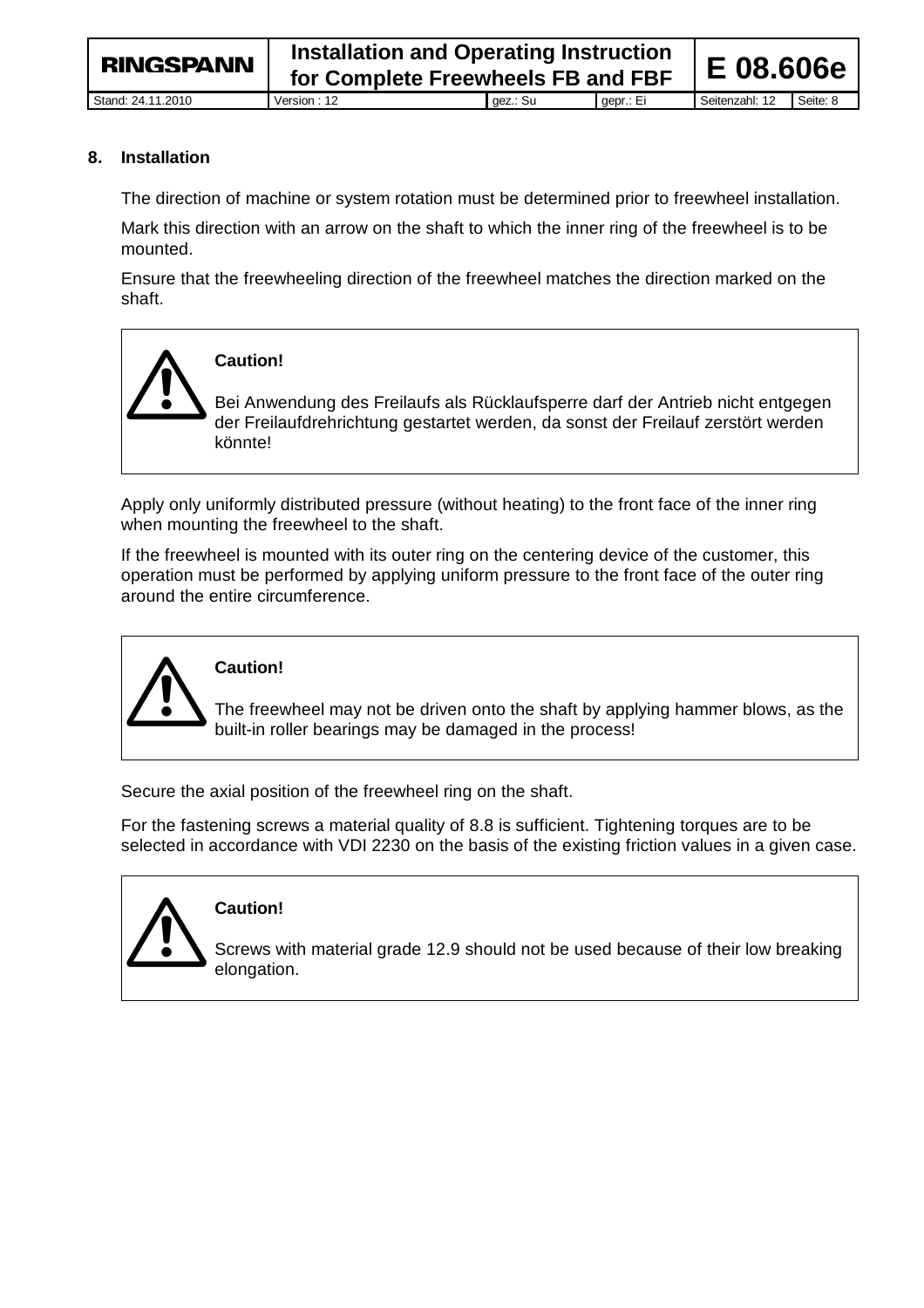## 8. Installation

The direction of machine or system rotation must be determined prior to freewheel installation.

Mark this direction with an arrow on the shaft to which the inner ring of the freewheel is to be mounted.

Ensure that the freewheeling direction of the freewheel matches the direction marked on the shaft.

> **Caution!**
>
> Bei Anwendung des Freilaufs als Rücklaufsperre darf der Antrieb nicht entgegen der Freilaufdrehrichtung gestartet werden, da sonst der Freilauf zerstört werden könnte!

Apply only uniformly distributed pressure (without heating) to the front face of the inner ring when mounting the freewheel to the shaft.

If the freewheel is mounted with its outer ring on the centering device of the customer, this operation must be performed by applying uniform pressure to the front face of the outer ring around the entire circumference.

> **Caution!**
>
> The freewheel may not be driven onto the shaft by applying hammer blows, as the built-in roller bearings may be damaged in the process!

Secure the axial position of the freewheel ring on the shaft.

For the fastening screws a material quality of 8.8 is sufficient. Tightening torques are to be selected in accordance with VDI 2230 on the basis of the existing friction values in a given case.

> **Caution!**
>
> Screws with material grade 12.9 should not be used because of their low breaking elongation.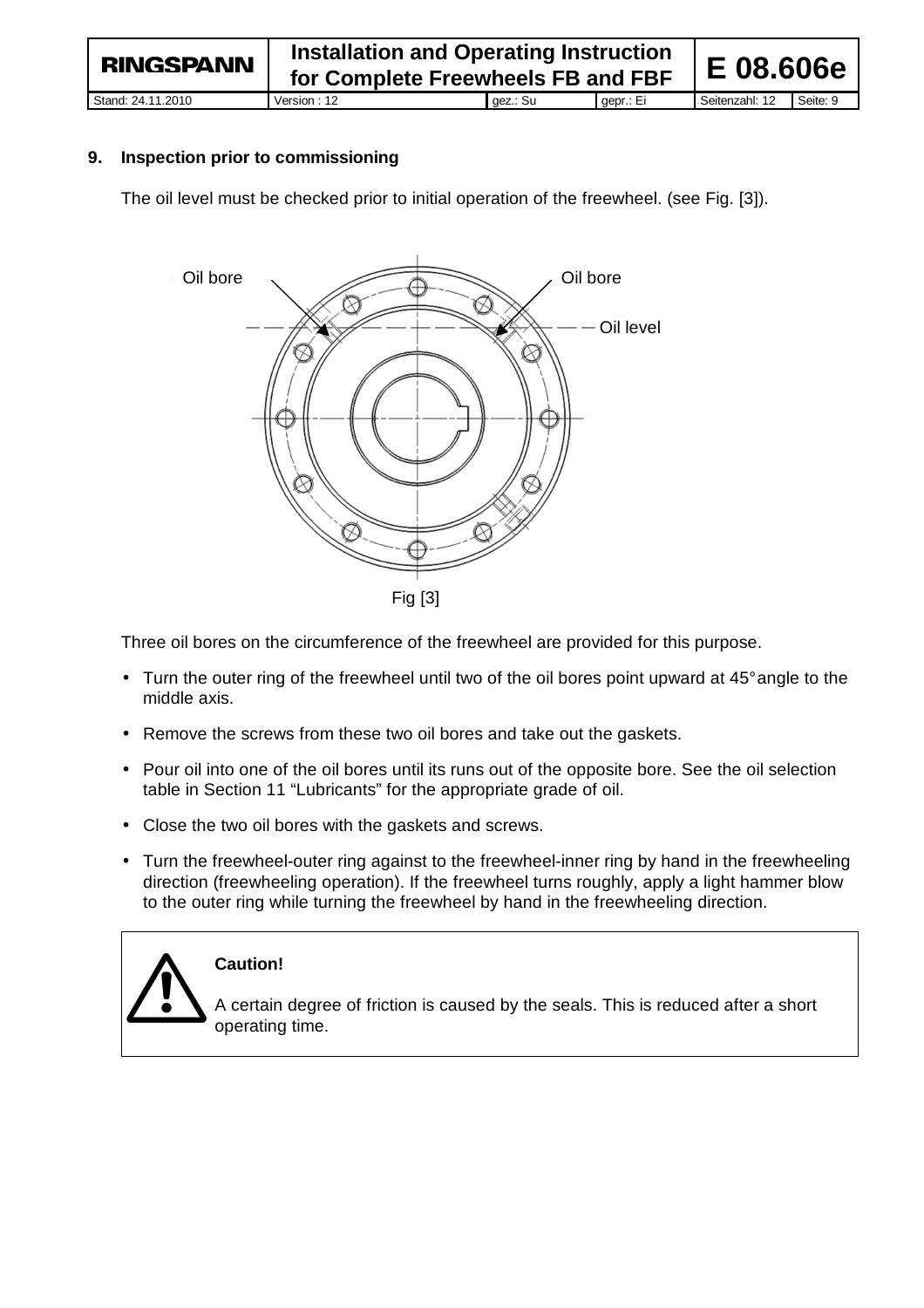## 9. Inspection prior to commissioning

The oil level must be checked prior to initial operation of the freewheel. (see Fig. [3]).

Oil bore

Oil bore

Oil level

Fig [3]

Three oil bores on the circumference of the freewheel are provided for this purpose.

- Turn the outer ring of the freewheel until two of the oil bores point upward at 45° angle to the middle axis.
- Remove the screws from these two oil bores and take out the gaskets.
- Pour oil into one of the oil bores until its runs out of the opposite bore. See the oil selection table in Section 11 “Lubricants” for the appropriate grade of oil.
- Close the two oil bores with the gaskets and screws.
- Turn the freewheel-outer ring against to the freewheel-inner ring by hand in the freewheeling direction (freewheeling operation). If the freewheel turns roughly, apply a light hammer blow to the outer ring while turning the freewheel by hand in the freewheeling direction.

**Caution!**

A certain degree of friction is caused by the seals. This is reduced after a short operating time.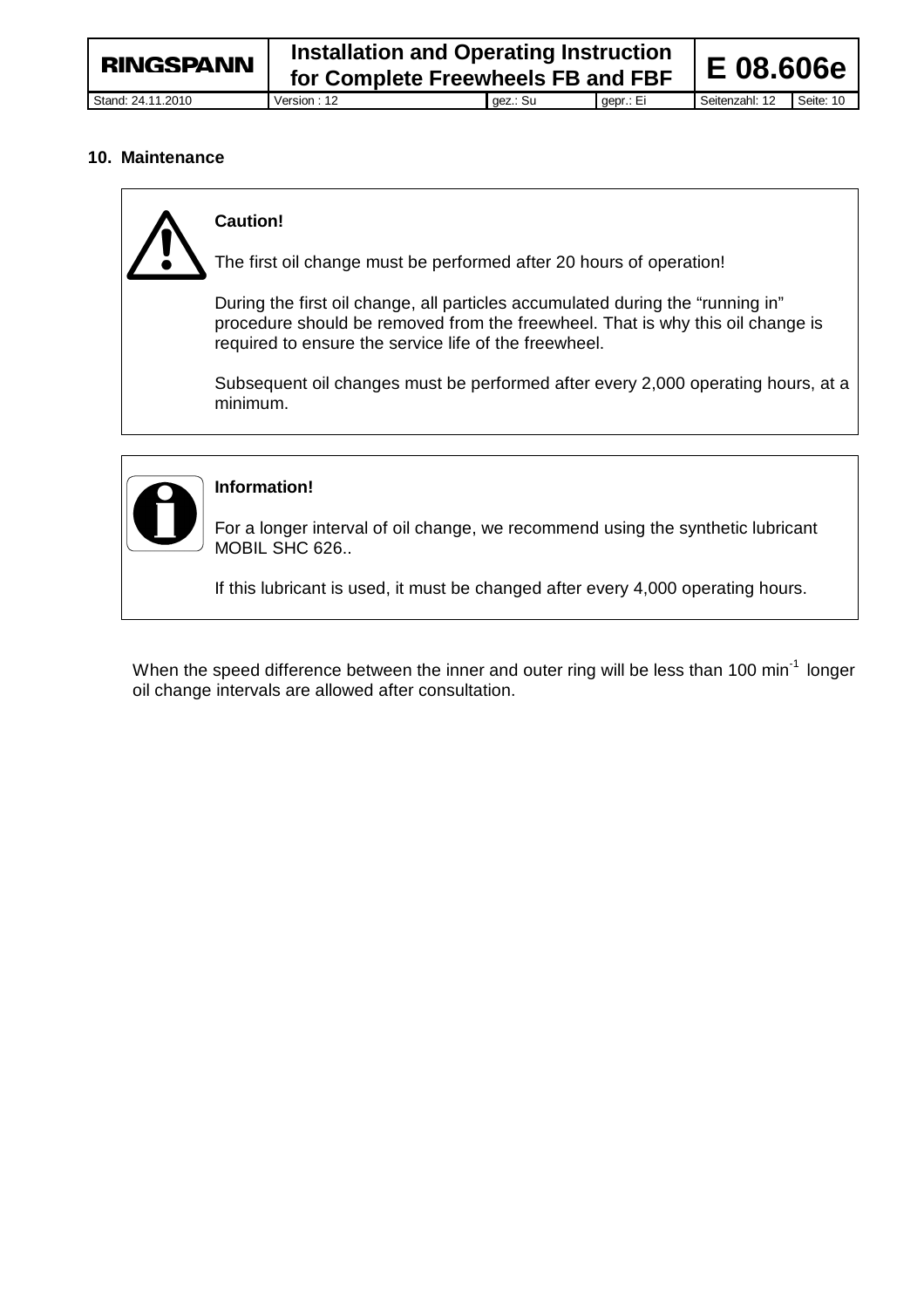## 10. Maintenance

**Caution!**

The first oil change must be performed after 20 hours of operation!

During the first oil change, all particles accumulated during the “running in” procedure should be removed from the freewheel. That is why this oil change is required to ensure the service life of the freewheel.

Subsequent oil changes must be performed after every 2,000 operating hours, at a minimum.

**Information!**

For a longer interval of oil change, we recommend using the synthetic lubricant MOBIL SHC 626..

If this lubricant is used, it must be changed after every 4,000 operating hours.

When the speed difference between the inner and outer ring will be less than 100 $min^{-1}$ longer oil change intervals are allowed after consultation.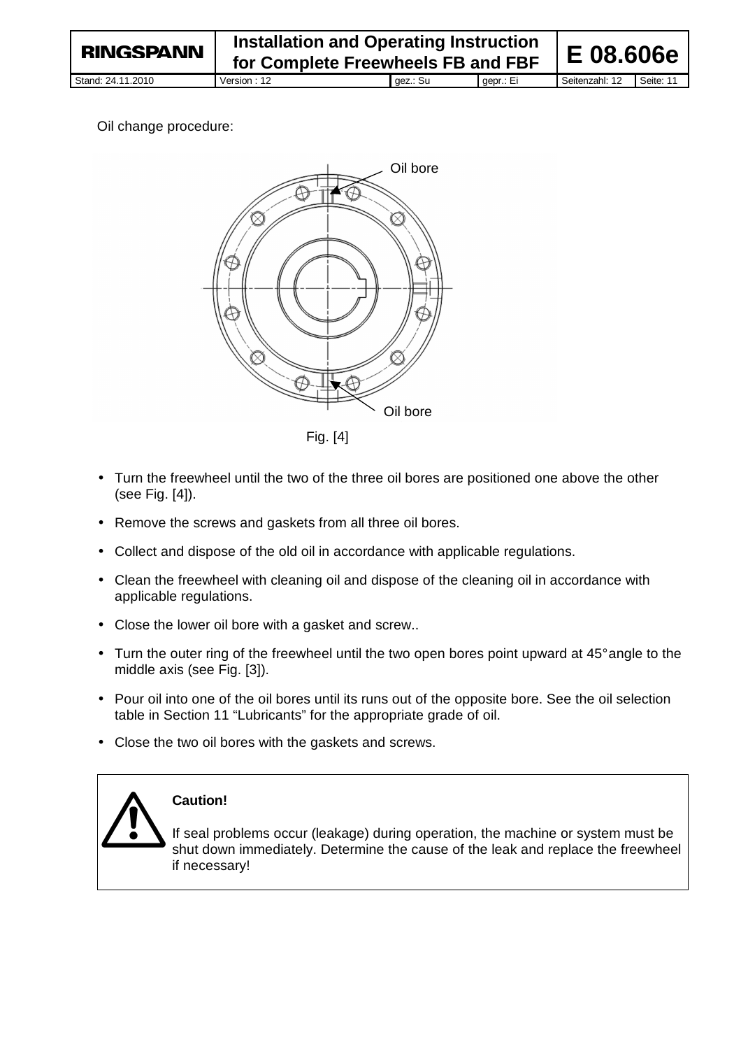Oil change procedure:

Fig. [4]

- Turn the freewheel until the two of the three oil bores are positioned one above the other (see Fig. [4]).
- Remove the screws and gaskets from all three oil bores.
- Collect and dispose of the old oil in accordance with applicable regulations.
- Clean the freewheel with cleaning oil and dispose of the cleaning oil in accordance with applicable regulations.
- Close the lower oil bore with a gasket and screw..
- Turn the outer ring of the freewheel until the two open bores point upward at 45° angle to the middle axis (see Fig. [3]).
- Pour oil into one of the oil bores until its runs out of the opposite bore. See the oil selection table in Section 11 “Lubricants” for the appropriate grade of oil.
- Close the two oil bores with the gaskets and screws.

**Caution!**

If seal problems occur (leakage) during operation, the machine or system must be shut down immediately. Determine the cause of the leak and replace the freewheel if necessary!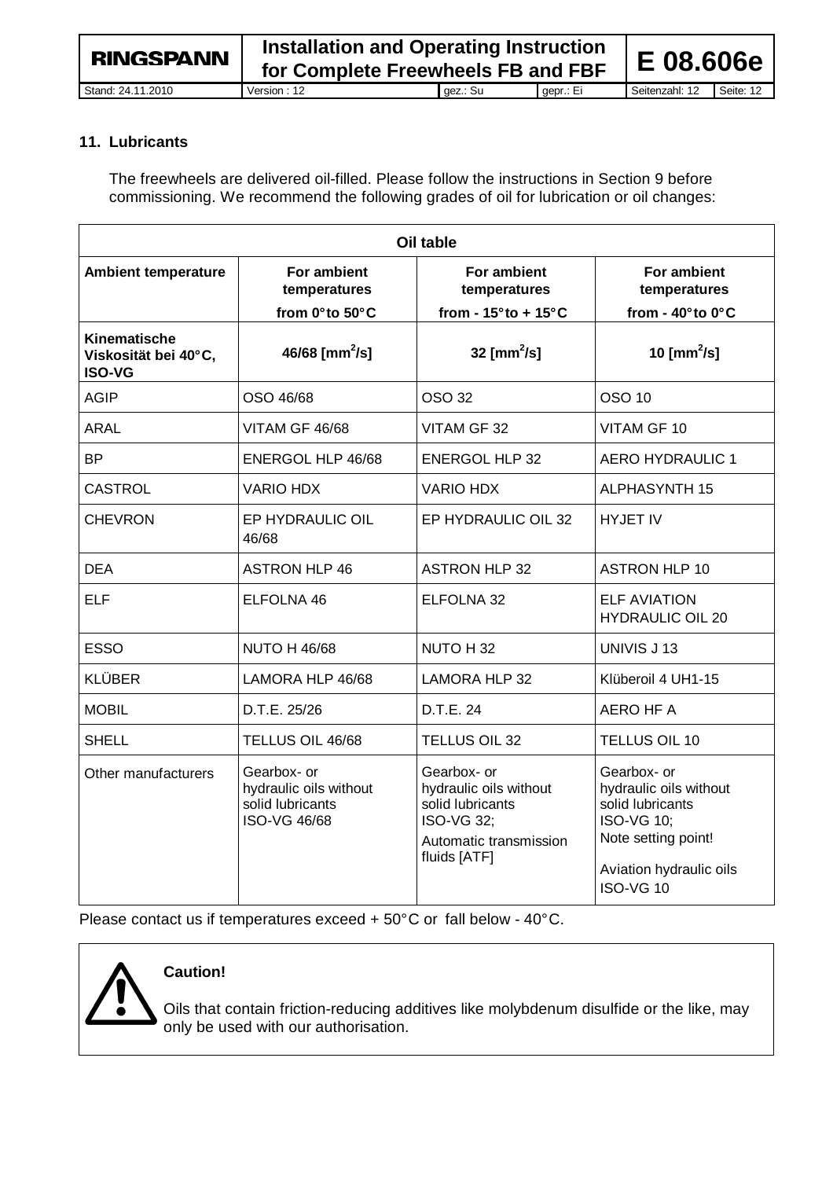## 11. Lubricants

The freewheels are delivered oil-filled. Please follow the instructions in Section 9 before commissioning. We recommend the following grades of oil for lubrication or oil changes:

| Oil table | | | |
|---|---|---|---|
| **Ambient temperature** | **For ambient temperatures from 0°to 50°C** | **For ambient temperatures from - 15°to + 15°C** | **For ambient temperatures from - 40°to 0°C** |
| **Kinematische Viskosität bei 40°C, ISO-VG** | **46/68 [mm²/s]** | **32 [mm²/s]** | **10 [mm²/s]** |
| AGIP | OSO 46/68 | OSO 32 | OSO 10 |
| ARAL | VITAM GF 46/68 | VITAM GF 32 | VITAM GF 10 |
| BP | ENERGOL HLP 46/68 | ENERGOL HLP 32 | AERO HYDRAULIC 1 |
| CASTROL | VARIO HDX | VARIO HDX | ALPHASYNTH 15 |
| CHEVRON | EP HYDRAULIC OIL 46/68 | EP HYDRAULIC OIL 32 | HYJET IV |
| DEA | ASTRON HLP 46 | ASTRON HLP 32 | ASTRON HLP 10 |
| ELF | ELFOLNA 46 | ELFOLNA 32 | ELF AVIATION HYDRAULIC OIL 20 |
| ESSO | NUTO H 46/68 | NUTO H 32 | UNIVIS J 13 |
| KLÜBER | LAMORA HLP 46/68 | LAMORA HLP 32 | Klüberoil 4 UH1-15 |
| MOBIL | D.T.E. 25/26 | D.T.E. 24 | AERO HF A |
| SHELL | TELLUS OIL 46/68 | TELLUS OIL 32 | TELLUS OIL 10 |
| Other manufacturers | Gearbox- or hydraulic oils without solid lubricants ISO-VG 46/68 | Gearbox- or hydraulic oils without solid lubricants ISO-VG 32; Automatic transmission fluids [ATF] | Gearbox- or hydraulic oils without solid lubricants ISO-VG 10; Note setting point! Aviation hydraulic oils ISO-VG 10 |

Please contact us if temperatures exceed + 50°C or fall below - 40°C.

**Caution!**

Oils that contain friction-reducing additives like molybdenum disulfide or the like, may only be used with our authorisation.